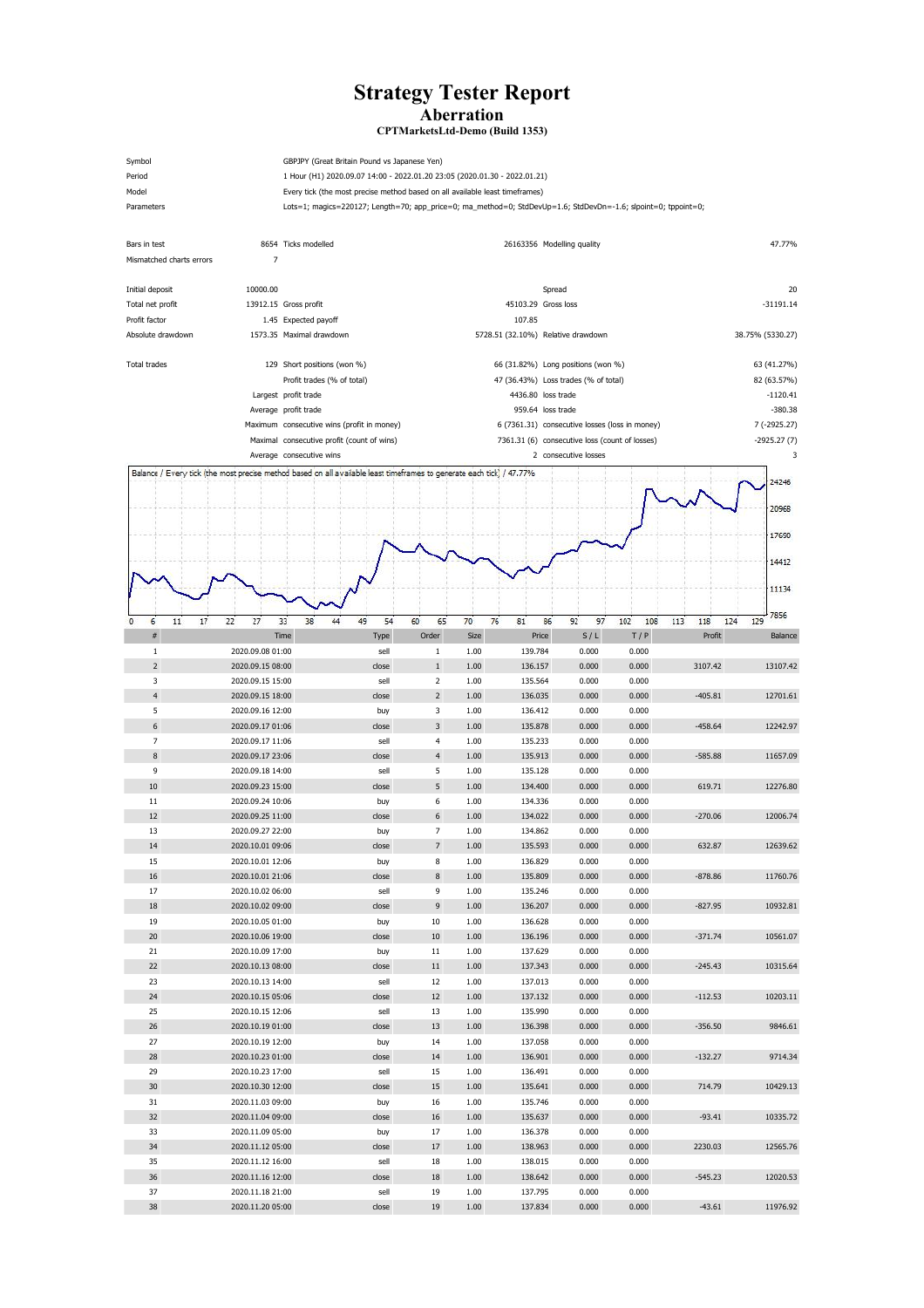# Strategy Tester Report

## Aberration

### CPTMarketsLtd-Demo (Build 1353)

| | |
|---|---|
| Symbol | GBPJPY (Great Britain Pound vs Japanese Yen) |
| Period | 1 Hour (H1) 2020.09.07 14:00 - 2022.01.20 23:05 (2020.01.30 - 2022.01.21) |
| Model | Every tick (the most precise method based on all available least timeframes) |
| Parameters | Lots=1; magics=220127; Length=70; app_price=0; ma_method=0; StdDevUp=1.6; StdDevDn=-1.6; slpoint=0; tppoint=0; |

| | | | | | |
|---|---|---|---|---|---|
| Bars in test | 8654 | Ticks modelled | 26163356 | Modelling quality | 47.77% |
| Mismatched charts errors | 7 | | | | |
| Initial deposit | 10000.00 | | | Spread | 20 |
| Total net profit | 13912.15 | Gross profit | 45103.29 | Gross loss | -31191.14 |
| Profit factor | 1.45 | Expected payoff | 107.85 | | |
| Absolute drawdown | 1573.35 | Maximal drawdown | 5728.51 (32.10%) | Relative drawdown | 38.75% (5330.27) |
| Total trades | 129 | Short positions (won %) | 66 (31.82%) | Long positions (won %) | 63 (41.27%) |
| | | Profit trades (% of total) | 47 (36.43%) | Loss trades (% of total) | 82 (63.57%) |
| | Largest | profit trade | 4436.80 | loss trade | -1120.41 |
| | Average | profit trade | 959.64 | loss trade | -380.38 |
| | Maximum | consecutive wins (profit in money) | 6 (7361.31) | consecutive losses (loss in money) | 7 (-2925.27) |
| | Maximal | consecutive profit (count of wins) | 7361.31 (6) | consecutive loss (count of losses) | -2925.27 (7) |
| | Average | consecutive wins | 2 | consecutive losses | 3 |

Balance / Every tick (the most precise method based on all available least timeframes to generate each tick) / 47.77%

| # | Time | Type | Order | Size | Price | S / L | T / P | Profit | Balance |
|---|---|---|---|---|---|---|---|---|---|
| 1 | 2020.09.08 01:00 | sell | 1 | 1.00 | 139.784 | 0.000 | 0.000 | | |
| 2 | 2020.09.15 08:00 | close | 1 | 1.00 | 136.157 | 0.000 | 0.000 | 3107.42 | 13107.42 |
| 3 | 2020.09.15 15:00 | sell | 2 | 1.00 | 135.564 | 0.000 | 0.000 | | |
| 4 | 2020.09.15 18:00 | close | 2 | 1.00 | 136.035 | 0.000 | 0.000 | -405.81 | 12701.61 |
| 5 | 2020.09.16 12:00 | buy | 3 | 1.00 | 136.412 | 0.000 | 0.000 | | |
| 6 | 2020.09.17 01:06 | close | 3 | 1.00 | 135.878 | 0.000 | 0.000 | -458.64 | 12242.97 |
| 7 | 2020.09.17 11:06 | sell | 4 | 1.00 | 135.233 | 0.000 | 0.000 | | |
| 8 | 2020.09.17 23:06 | close | 4 | 1.00 | 135.913 | 0.000 | 0.000 | -585.88 | 11657.09 |
| 9 | 2020.09.18 14:00 | sell | 5 | 1.00 | 135.128 | 0.000 | 0.000 | | |
| 10 | 2020.09.23 15:00 | close | 5 | 1.00 | 134.400 | 0.000 | 0.000 | 619.71 | 12276.80 |
| 11 | 2020.09.24 10:06 | buy | 6 | 1.00 | 134.336 | 0.000 | 0.000 | | |
| 12 | 2020.09.25 11:00 | close | 6 | 1.00 | 134.022 | 0.000 | 0.000 | -270.06 | 12006.74 |
| 13 | 2020.09.27 22:00 | buy | 7 | 1.00 | 134.862 | 0.000 | 0.000 | | |
| 14 | 2020.10.01 09:06 | close | 7 | 1.00 | 135.593 | 0.000 | 0.000 | 632.87 | 12639.62 |
| 15 | 2020.10.01 12:06 | buy | 8 | 1.00 | 136.829 | 0.000 | 0.000 | | |
| 16 | 2020.10.01 21:06 | close | 8 | 1.00 | 135.809 | 0.000 | 0.000 | -878.86 | 11760.76 |
| 17 | 2020.10.02 06:00 | sell | 9 | 1.00 | 135.246 | 0.000 | 0.000 | | |
| 18 | 2020.10.02 09:00 | close | 9 | 1.00 | 136.207 | 0.000 | 0.000 | -827.95 | 10932.81 |
| 19 | 2020.10.05 01:00 | buy | 10 | 1.00 | 136.628 | 0.000 | 0.000 | | |
| 20 | 2020.10.06 19:00 | close | 10 | 1.00 | 136.196 | 0.000 | 0.000 | -371.74 | 10561.07 |
| 21 | 2020.10.09 17:00 | buy | 11 | 1.00 | 137.629 | 0.000 | 0.000 | | |
| 22 | 2020.10.13 08:00 | close | 11 | 1.00 | 137.343 | 0.000 | 0.000 | -245.43 | 10315.64 |
| 23 | 2020.10.13 14:00 | sell | 12 | 1.00 | 137.013 | 0.000 | 0.000 | | |
| 24 | 2020.10.15 05:06 | close | 12 | 1.00 | 137.132 | 0.000 | 0.000 | -112.53 | 10203.11 |
| 25 | 2020.10.15 12:06 | sell | 13 | 1.00 | 135.990 | 0.000 | 0.000 | | |
| 26 | 2020.10.19 01:00 | close | 13 | 1.00 | 136.398 | 0.000 | 0.000 | -356.50 | 9846.61 |
| 27 | 2020.10.19 12:00 | buy | 14 | 1.00 | 137.058 | 0.000 | 0.000 | | |
| 28 | 2020.10.23 01:00 | close | 14 | 1.00 | 136.901 | 0.000 | 0.000 | -132.27 | 9714.34 |
| 29 | 2020.10.23 17:00 | sell | 15 | 1.00 | 136.491 | 0.000 | 0.000 | | |
| 30 | 2020.10.30 12:00 | close | 15 | 1.00 | 135.641 | 0.000 | 0.000 | 714.79 | 10429.13 |
| 31 | 2020.11.03 09:00 | buy | 16 | 1.00 | 135.746 | 0.000 | 0.000 | | |
| 32 | 2020.11.04 09:00 | close | 16 | 1.00 | 135.637 | 0.000 | 0.000 | -93.41 | 10335.72 |
| 33 | 2020.11.09 05:00 | buy | 17 | 1.00 | 136.378 | 0.000 | 0.000 | | |
| 34 | 2020.11.12 05:00 | close | 17 | 1.00 | 138.963 | 0.000 | 0.000 | 2230.03 | 12565.76 |
| 35 | 2020.11.12 16:00 | sell | 18 | 1.00 | 138.015 | 0.000 | 0.000 | | |
| 36 | 2020.11.16 12:00 | close | 18 | 1.00 | 138.642 | 0.000 | 0.000 | -545.23 | 12020.53 |
| 37 | 2020.11.18 21:00 | sell | 19 | 1.00 | 137.795 | 0.000 | 0.000 | | |
| 38 | 2020.11.20 05:00 | close | 19 | 1.00 | 137.834 | 0.000 | 0.000 | -43.61 | 11976.92 |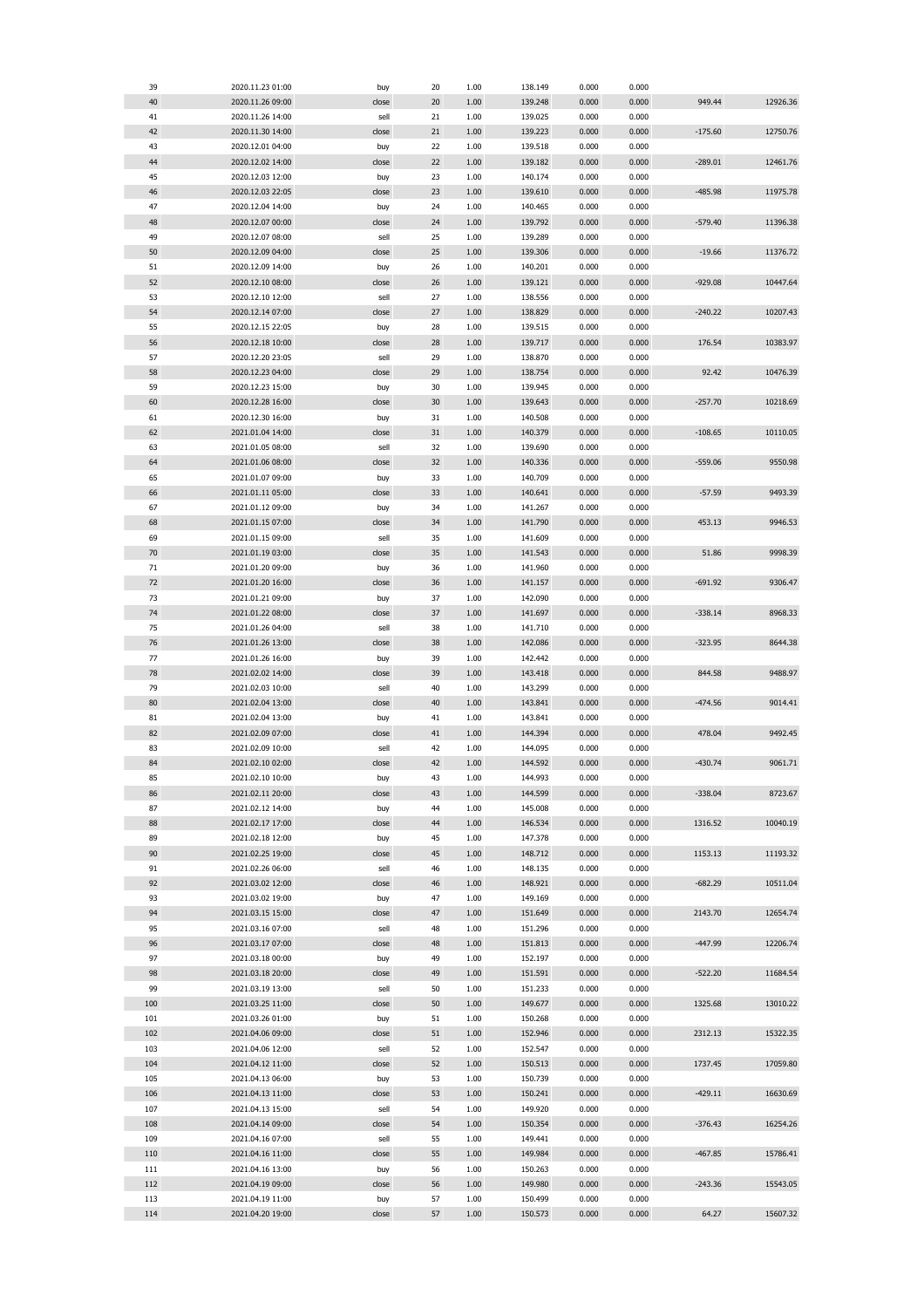| | | | | | | | | | |
|---|---|---|---|---|---|---|---|---|---|
| 39 | 2020.11.23 01:00 | buy | 20 | 1.00 | 138.149 | 0.000 | 0.000 | | |
| 40 | 2020.11.26 09:00 | close | 20 | 1.00 | 139.248 | 0.000 | 0.000 | 949.44 | 12926.36 |
| 41 | 2020.11.26 14:00 | sell | 21 | 1.00 | 139.025 | 0.000 | 0.000 | | |
| 42 | 2020.11.30 14:00 | close | 21 | 1.00 | 139.223 | 0.000 | 0.000 | -175.60 | 12750.76 |
| 43 | 2020.12.01 04:00 | buy | 22 | 1.00 | 139.518 | 0.000 | 0.000 | | |
| 44 | 2020.12.02 14:00 | close | 22 | 1.00 | 139.182 | 0.000 | 0.000 | -289.01 | 12461.76 |
| 45 | 2020.12.03 12:00 | buy | 23 | 1.00 | 140.174 | 0.000 | 0.000 | | |
| 46 | 2020.12.03 22:05 | close | 23 | 1.00 | 139.610 | 0.000 | 0.000 | -485.98 | 11975.78 |
| 47 | 2020.12.04 14:00 | buy | 24 | 1.00 | 140.465 | 0.000 | 0.000 | | |
| 48 | 2020.12.07 00:00 | close | 24 | 1.00 | 139.792 | 0.000 | 0.000 | -579.40 | 11396.38 |
| 49 | 2020.12.07 08:00 | sell | 25 | 1.00 | 139.289 | 0.000 | 0.000 | | |
| 50 | 2020.12.09 04:00 | close | 25 | 1.00 | 139.306 | 0.000 | 0.000 | -19.66 | 11376.72 |
| 51 | 2020.12.09 14:00 | buy | 26 | 1.00 | 140.201 | 0.000 | 0.000 | | |
| 52 | 2020.12.10 08:00 | close | 26 | 1.00 | 139.121 | 0.000 | 0.000 | -929.08 | 10447.64 |
| 53 | 2020.12.10 12:00 | sell | 27 | 1.00 | 138.556 | 0.000 | 0.000 | | |
| 54 | 2020.12.14 07:00 | close | 27 | 1.00 | 138.829 | 0.000 | 0.000 | -240.22 | 10207.43 |
| 55 | 2020.12.15 22:05 | buy | 28 | 1.00 | 139.515 | 0.000 | 0.000 | | |
| 56 | 2020.12.18 10:00 | close | 28 | 1.00 | 139.717 | 0.000 | 0.000 | 176.54 | 10383.97 |
| 57 | 2020.12.20 23:05 | sell | 29 | 1.00 | 138.870 | 0.000 | 0.000 | | |
| 58 | 2020.12.23 04:00 | close | 29 | 1.00 | 138.754 | 0.000 | 0.000 | 92.42 | 10476.39 |
| 59 | 2020.12.23 15:00 | buy | 30 | 1.00 | 139.945 | 0.000 | 0.000 | | |
| 60 | 2020.12.28 16:00 | close | 30 | 1.00 | 139.643 | 0.000 | 0.000 | -257.70 | 10218.69 |
| 61 | 2020.12.30 16:00 | buy | 31 | 1.00 | 140.508 | 0.000 | 0.000 | | |
| 62 | 2021.01.04 14:00 | close | 31 | 1.00 | 140.379 | 0.000 | 0.000 | -108.65 | 10110.05 |
| 63 | 2021.01.05 08:00 | sell | 32 | 1.00 | 139.690 | 0.000 | 0.000 | | |
| 64 | 2021.01.06 08:00 | close | 32 | 1.00 | 140.336 | 0.000 | 0.000 | -559.06 | 9550.98 |
| 65 | 2021.01.07 09:00 | buy | 33 | 1.00 | 140.709 | 0.000 | 0.000 | | |
| 66 | 2021.01.11 05:00 | close | 33 | 1.00 | 140.641 | 0.000 | 0.000 | -57.59 | 9493.39 |
| 67 | 2021.01.12 09:00 | buy | 34 | 1.00 | 141.267 | 0.000 | 0.000 | | |
| 68 | 2021.01.15 07:00 | close | 34 | 1.00 | 141.790 | 0.000 | 0.000 | 453.13 | 9946.53 |
| 69 | 2021.01.15 09:00 | sell | 35 | 1.00 | 141.609 | 0.000 | 0.000 | | |
| 70 | 2021.01.19 03:00 | close | 35 | 1.00 | 141.543 | 0.000 | 0.000 | 51.86 | 9998.39 |
| 71 | 2021.01.20 09:00 | buy | 36 | 1.00 | 141.960 | 0.000 | 0.000 | | |
| 72 | 2021.01.20 16:00 | close | 36 | 1.00 | 141.157 | 0.000 | 0.000 | -691.92 | 9306.47 |
| 73 | 2021.01.21 09:00 | buy | 37 | 1.00 | 142.090 | 0.000 | 0.000 | | |
| 74 | 2021.01.22 08:00 | close | 37 | 1.00 | 141.697 | 0.000 | 0.000 | -338.14 | 8968.33 |
| 75 | 2021.01.26 04:00 | sell | 38 | 1.00 | 141.710 | 0.000 | 0.000 | | |
| 76 | 2021.01.26 13:00 | close | 38 | 1.00 | 142.086 | 0.000 | 0.000 | -323.95 | 8644.38 |
| 77 | 2021.01.26 16:00 | buy | 39 | 1.00 | 142.442 | 0.000 | 0.000 | | |
| 78 | 2021.02.02 14:00 | close | 39 | 1.00 | 143.418 | 0.000 | 0.000 | 844.58 | 9488.97 |
| 79 | 2021.02.03 10:00 | sell | 40 | 1.00 | 143.299 | 0.000 | 0.000 | | |
| 80 | 2021.02.04 13:00 | close | 40 | 1.00 | 143.841 | 0.000 | 0.000 | -474.56 | 9014.41 |
| 81 | 2021.02.04 13:00 | buy | 41 | 1.00 | 143.841 | 0.000 | 0.000 | | |
| 82 | 2021.02.09 07:00 | close | 41 | 1.00 | 144.394 | 0.000 | 0.000 | 478.04 | 9492.45 |
| 83 | 2021.02.09 10:00 | sell | 42 | 1.00 | 144.095 | 0.000 | 0.000 | | |
| 84 | 2021.02.10 02:00 | close | 42 | 1.00 | 144.592 | 0.000 | 0.000 | -430.74 | 9061.71 |
| 85 | 2021.02.10 10:00 | buy | 43 | 1.00 | 144.993 | 0.000 | 0.000 | | |
| 86 | 2021.02.11 20:00 | close | 43 | 1.00 | 144.599 | 0.000 | 0.000 | -338.04 | 8723.67 |
| 87 | 2021.02.12 14:00 | buy | 44 | 1.00 | 145.008 | 0.000 | 0.000 | | |
| 88 | 2021.02.17 17:00 | close | 44 | 1.00 | 146.534 | 0.000 | 0.000 | 1316.52 | 10040.19 |
| 89 | 2021.02.18 12:00 | buy | 45 | 1.00 | 147.378 | 0.000 | 0.000 | | |
| 90 | 2021.02.25 19:00 | close | 45 | 1.00 | 148.712 | 0.000 | 0.000 | 1153.13 | 11193.32 |
| 91 | 2021.02.26 06:00 | sell | 46 | 1.00 | 148.135 | 0.000 | 0.000 | | |
| 92 | 2021.03.02 12:00 | close | 46 | 1.00 | 148.921 | 0.000 | 0.000 | -682.29 | 10511.04 |
| 93 | 2021.03.02 19:00 | buy | 47 | 1.00 | 149.169 | 0.000 | 0.000 | | |
| 94 | 2021.03.15 15:00 | close | 47 | 1.00 | 151.649 | 0.000 | 0.000 | 2143.70 | 12654.74 |
| 95 | 2021.03.16 07:00 | sell | 48 | 1.00 | 151.296 | 0.000 | 0.000 | | |
| 96 | 2021.03.17 07:00 | close | 48 | 1.00 | 151.813 | 0.000 | 0.000 | -447.99 | 12206.74 |
| 97 | 2021.03.18 00:00 | buy | 49 | 1.00 | 152.197 | 0.000 | 0.000 | | |
| 98 | 2021.03.18 20:00 | close | 49 | 1.00 | 151.591 | 0.000 | 0.000 | -522.20 | 11684.54 |
| 99 | 2021.03.19 13:00 | sell | 50 | 1.00 | 151.233 | 0.000 | 0.000 | | |
| 100 | 2021.03.25 11:00 | close | 50 | 1.00 | 149.677 | 0.000 | 0.000 | 1325.68 | 13010.22 |
| 101 | 2021.03.26 01:00 | buy | 51 | 1.00 | 150.268 | 0.000 | 0.000 | | |
| 102 | 2021.04.06 09:00 | close | 51 | 1.00 | 152.946 | 0.000 | 0.000 | 2312.13 | 15322.35 |
| 103 | 2021.04.06 12:00 | sell | 52 | 1.00 | 152.547 | 0.000 | 0.000 | | |
| 104 | 2021.04.12 11:00 | close | 52 | 1.00 | 150.513 | 0.000 | 0.000 | 1737.45 | 17059.80 |
| 105 | 2021.04.13 06:00 | buy | 53 | 1.00 | 150.739 | 0.000 | 0.000 | | |
| 106 | 2021.04.13 11:00 | close | 53 | 1.00 | 150.241 | 0.000 | 0.000 | -429.11 | 16630.69 |
| 107 | 2021.04.13 15:00 | sell | 54 | 1.00 | 149.920 | 0.000 | 0.000 | | |
| 108 | 2021.04.14 09:00 | close | 54 | 1.00 | 150.354 | 0.000 | 0.000 | -376.43 | 16254.26 |
| 109 | 2021.04.16 07:00 | sell | 55 | 1.00 | 149.441 | 0.000 | 0.000 | | |
| 110 | 2021.04.16 11:00 | close | 55 | 1.00 | 149.984 | 0.000 | 0.000 | -467.85 | 15786.41 |
| 111 | 2021.04.16 13:00 | buy | 56 | 1.00 | 150.263 | 0.000 | 0.000 | | |
| 112 | 2021.04.19 09:00 | close | 56 | 1.00 | 149.980 | 0.000 | 0.000 | -243.36 | 15543.05 |
| 113 | 2021.04.19 11:00 | buy | 57 | 1.00 | 150.499 | 0.000 | 0.000 | | |
| 114 | 2021.04.20 19:00 | close | 57 | 1.00 | 150.573 | 0.000 | 0.000 | 64.27 | 15607.32 |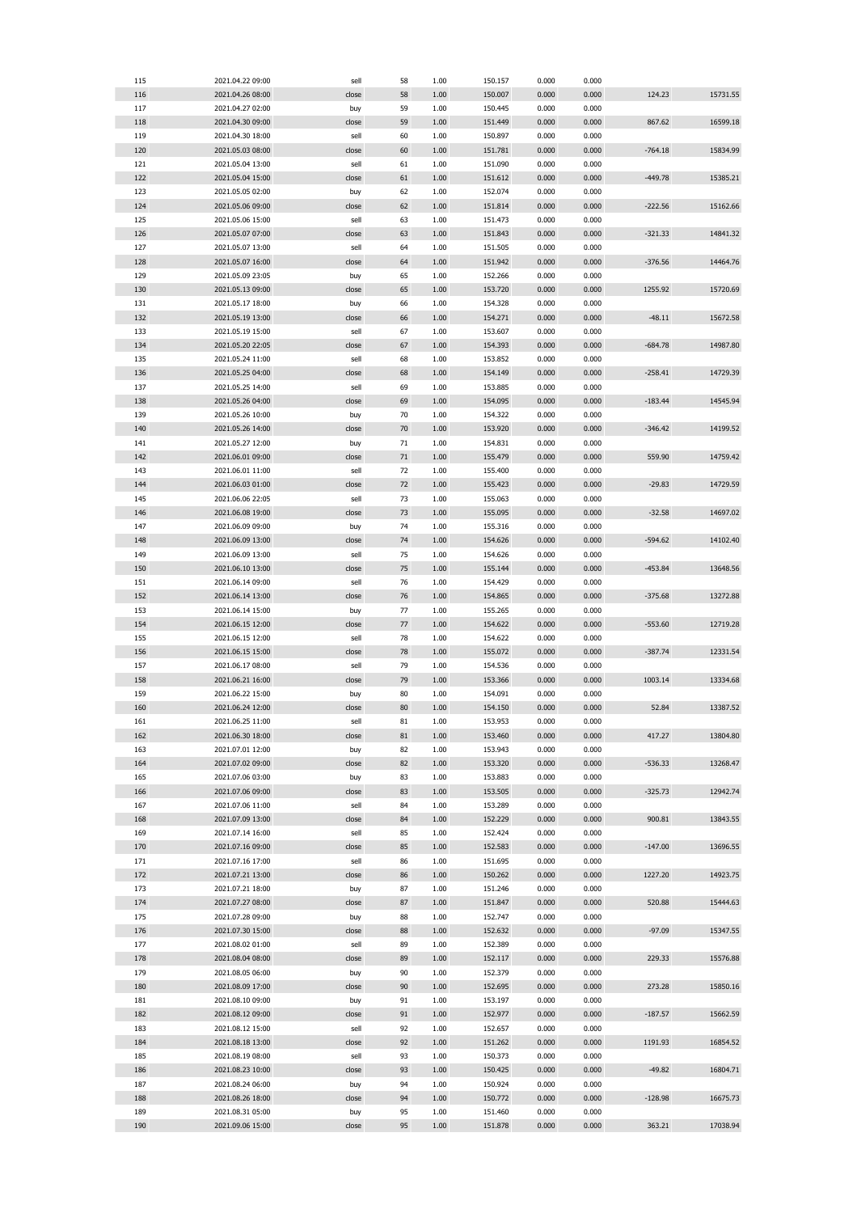| | | | | | | | | | |
|---|---|---|---|---|---|---|---|---|---|
| 115 | 2021.04.22 09:00 | sell | 58 | 1.00 | 150.157 | 0.000 | 0.000 | | |
| 116 | 2021.04.26 08:00 | close | 58 | 1.00 | 150.007 | 0.000 | 0.000 | 124.23 | 15731.55 |
| 117 | 2021.04.27 02:00 | buy | 59 | 1.00 | 150.445 | 0.000 | 0.000 | | |
| 118 | 2021.04.30 09:00 | close | 59 | 1.00 | 151.449 | 0.000 | 0.000 | 867.62 | 16599.18 |
| 119 | 2021.04.30 18:00 | sell | 60 | 1.00 | 150.897 | 0.000 | 0.000 | | |
| 120 | 2021.05.03 08:00 | close | 60 | 1.00 | 151.781 | 0.000 | 0.000 | -764.18 | 15834.99 |
| 121 | 2021.05.04 13:00 | sell | 61 | 1.00 | 151.090 | 0.000 | 0.000 | | |
| 122 | 2021.05.04 15:00 | close | 61 | 1.00 | 151.612 | 0.000 | 0.000 | -449.78 | 15385.21 |
| 123 | 2021.05.05 02:00 | buy | 62 | 1.00 | 152.074 | 0.000 | 0.000 | | |
| 124 | 2021.05.06 09:00 | close | 62 | 1.00 | 151.814 | 0.000 | 0.000 | -222.56 | 15162.66 |
| 125 | 2021.05.06 15:00 | sell | 63 | 1.00 | 151.473 | 0.000 | 0.000 | | |
| 126 | 2021.05.07 07:00 | close | 63 | 1.00 | 151.843 | 0.000 | 0.000 | -321.33 | 14841.32 |
| 127 | 2021.05.07 13:00 | sell | 64 | 1.00 | 151.505 | 0.000 | 0.000 | | |
| 128 | 2021.05.07 16:00 | close | 64 | 1.00 | 151.942 | 0.000 | 0.000 | -376.56 | 14464.76 |
| 129 | 2021.05.09 23:05 | buy | 65 | 1.00 | 152.266 | 0.000 | 0.000 | | |
| 130 | 2021.05.13 09:00 | close | 65 | 1.00 | 153.720 | 0.000 | 0.000 | 1255.92 | 15720.69 |
| 131 | 2021.05.17 18:00 | buy | 66 | 1.00 | 154.328 | 0.000 | 0.000 | | |
| 132 | 2021.05.19 13:00 | close | 66 | 1.00 | 154.271 | 0.000 | 0.000 | -48.11 | 15672.58 |
| 133 | 2021.05.19 15:00 | sell | 67 | 1.00 | 153.607 | 0.000 | 0.000 | | |
| 134 | 2021.05.20 22:05 | close | 67 | 1.00 | 154.393 | 0.000 | 0.000 | -684.78 | 14987.80 |
| 135 | 2021.05.24 11:00 | sell | 68 | 1.00 | 153.852 | 0.000 | 0.000 | | |
| 136 | 2021.05.25 04:00 | close | 68 | 1.00 | 154.149 | 0.000 | 0.000 | -258.41 | 14729.39 |
| 137 | 2021.05.25 14:00 | sell | 69 | 1.00 | 153.885 | 0.000 | 0.000 | | |
| 138 | 2021.05.26 04:00 | close | 69 | 1.00 | 154.095 | 0.000 | 0.000 | -183.44 | 14545.94 |
| 139 | 2021.05.26 10:00 | buy | 70 | 1.00 | 154.322 | 0.000 | 0.000 | | |
| 140 | 2021.05.26 14:00 | close | 70 | 1.00 | 153.920 | 0.000 | 0.000 | -346.42 | 14199.52 |
| 141 | 2021.05.27 12:00 | buy | 71 | 1.00 | 154.831 | 0.000 | 0.000 | | |
| 142 | 2021.06.01 09:00 | close | 71 | 1.00 | 155.479 | 0.000 | 0.000 | 559.90 | 14759.42 |
| 143 | 2021.06.01 11:00 | sell | 72 | 1.00 | 155.400 | 0.000 | 0.000 | | |
| 144 | 2021.06.03 01:00 | close | 72 | 1.00 | 155.423 | 0.000 | 0.000 | -29.83 | 14729.59 |
| 145 | 2021.06.06 22:05 | sell | 73 | 1.00 | 155.063 | 0.000 | 0.000 | | |
| 146 | 2021.06.08 19:00 | close | 73 | 1.00 | 155.095 | 0.000 | 0.000 | -32.58 | 14697.02 |
| 147 | 2021.06.09 09:00 | buy | 74 | 1.00 | 155.316 | 0.000 | 0.000 | | |
| 148 | 2021.06.09 13:00 | close | 74 | 1.00 | 154.626 | 0.000 | 0.000 | -594.62 | 14102.40 |
| 149 | 2021.06.09 13:00 | sell | 75 | 1.00 | 154.626 | 0.000 | 0.000 | | |
| 150 | 2021.06.10 13:00 | close | 75 | 1.00 | 155.144 | 0.000 | 0.000 | -453.84 | 13648.56 |
| 151 | 2021.06.14 09:00 | sell | 76 | 1.00 | 154.429 | 0.000 | 0.000 | | |
| 152 | 2021.06.14 13:00 | close | 76 | 1.00 | 154.865 | 0.000 | 0.000 | -375.68 | 13272.88 |
| 153 | 2021.06.14 15:00 | buy | 77 | 1.00 | 155.265 | 0.000 | 0.000 | | |
| 154 | 2021.06.15 12:00 | close | 77 | 1.00 | 154.622 | 0.000 | 0.000 | -553.60 | 12719.28 |
| 155 | 2021.06.15 12:00 | sell | 78 | 1.00 | 154.622 | 0.000 | 0.000 | | |
| 156 | 2021.06.15 15:00 | close | 78 | 1.00 | 155.072 | 0.000 | 0.000 | -387.74 | 12331.54 |
| 157 | 2021.06.17 08:00 | sell | 79 | 1.00 | 154.536 | 0.000 | 0.000 | | |
| 158 | 2021.06.21 16:00 | close | 79 | 1.00 | 153.366 | 0.000 | 0.000 | 1003.14 | 13334.68 |
| 159 | 2021.06.22 15:00 | buy | 80 | 1.00 | 154.091 | 0.000 | 0.000 | | |
| 160 | 2021.06.24 12:00 | close | 80 | 1.00 | 154.150 | 0.000 | 0.000 | 52.84 | 13387.52 |
| 161 | 2021.06.25 11:00 | sell | 81 | 1.00 | 153.953 | 0.000 | 0.000 | | |
| 162 | 2021.06.30 18:00 | close | 81 | 1.00 | 153.460 | 0.000 | 0.000 | 417.27 | 13804.80 |
| 163 | 2021.07.01 12:00 | buy | 82 | 1.00 | 153.943 | 0.000 | 0.000 | | |
| 164 | 2021.07.02 09:00 | close | 82 | 1.00 | 153.320 | 0.000 | 0.000 | -536.33 | 13268.47 |
| 165 | 2021.07.06 03:00 | buy | 83 | 1.00 | 153.883 | 0.000 | 0.000 | | |
| 166 | 2021.07.06 09:00 | close | 83 | 1.00 | 153.505 | 0.000 | 0.000 | -325.73 | 12942.74 |
| 167 | 2021.07.06 11:00 | sell | 84 | 1.00 | 153.289 | 0.000 | 0.000 | | |
| 168 | 2021.07.09 13:00 | close | 84 | 1.00 | 152.229 | 0.000 | 0.000 | 900.81 | 13843.55 |
| 169 | 2021.07.14 16:00 | sell | 85 | 1.00 | 152.424 | 0.000 | 0.000 | | |
| 170 | 2021.07.16 09:00 | close | 85 | 1.00 | 152.583 | 0.000 | 0.000 | -147.00 | 13696.55 |
| 171 | 2021.07.16 17:00 | sell | 86 | 1.00 | 151.695 | 0.000 | 0.000 | | |
| 172 | 2021.07.21 13:00 | close | 86 | 1.00 | 150.262 | 0.000 | 0.000 | 1227.20 | 14923.75 |
| 173 | 2021.07.21 18:00 | buy | 87 | 1.00 | 151.246 | 0.000 | 0.000 | | |
| 174 | 2021.07.27 08:00 | close | 87 | 1.00 | 151.847 | 0.000 | 0.000 | 520.88 | 15444.63 |
| 175 | 2021.07.28 09:00 | buy | 88 | 1.00 | 152.747 | 0.000 | 0.000 | | |
| 176 | 2021.07.30 15:00 | close | 88 | 1.00 | 152.632 | 0.000 | 0.000 | -97.09 | 15347.55 |
| 177 | 2021.08.02 01:00 | sell | 89 | 1.00 | 152.389 | 0.000 | 0.000 | | |
| 178 | 2021.08.04 08:00 | close | 89 | 1.00 | 152.117 | 0.000 | 0.000 | 229.33 | 15576.88 |
| 179 | 2021.08.05 06:00 | buy | 90 | 1.00 | 152.379 | 0.000 | 0.000 | | |
| 180 | 2021.08.09 17:00 | close | 90 | 1.00 | 152.695 | 0.000 | 0.000 | 273.28 | 15850.16 |
| 181 | 2021.08.10 09:00 | buy | 91 | 1.00 | 153.197 | 0.000 | 0.000 | | |
| 182 | 2021.08.12 09:00 | close | 91 | 1.00 | 152.977 | 0.000 | 0.000 | -187.57 | 15662.59 |
| 183 | 2021.08.12 15:00 | sell | 92 | 1.00 | 152.657 | 0.000 | 0.000 | | |
| 184 | 2021.08.18 13:00 | close | 92 | 1.00 | 151.262 | 0.000 | 0.000 | 1191.93 | 16854.52 |
| 185 | 2021.08.19 08:00 | sell | 93 | 1.00 | 150.373 | 0.000 | 0.000 | | |
| 186 | 2021.08.23 10:00 | close | 93 | 1.00 | 150.425 | 0.000 | 0.000 | -49.82 | 16804.71 |
| 187 | 2021.08.24 06:00 | buy | 94 | 1.00 | 150.924 | 0.000 | 0.000 | | |
| 188 | 2021.08.26 18:00 | close | 94 | 1.00 | 150.772 | 0.000 | 0.000 | -128.98 | 16675.73 |
| 189 | 2021.08.31 05:00 | buy | 95 | 1.00 | 151.460 | 0.000 | 0.000 | | |
| 190 | 2021.09.06 15:00 | close | 95 | 1.00 | 151.878 | 0.000 | 0.000 | 363.21 | 17038.94 |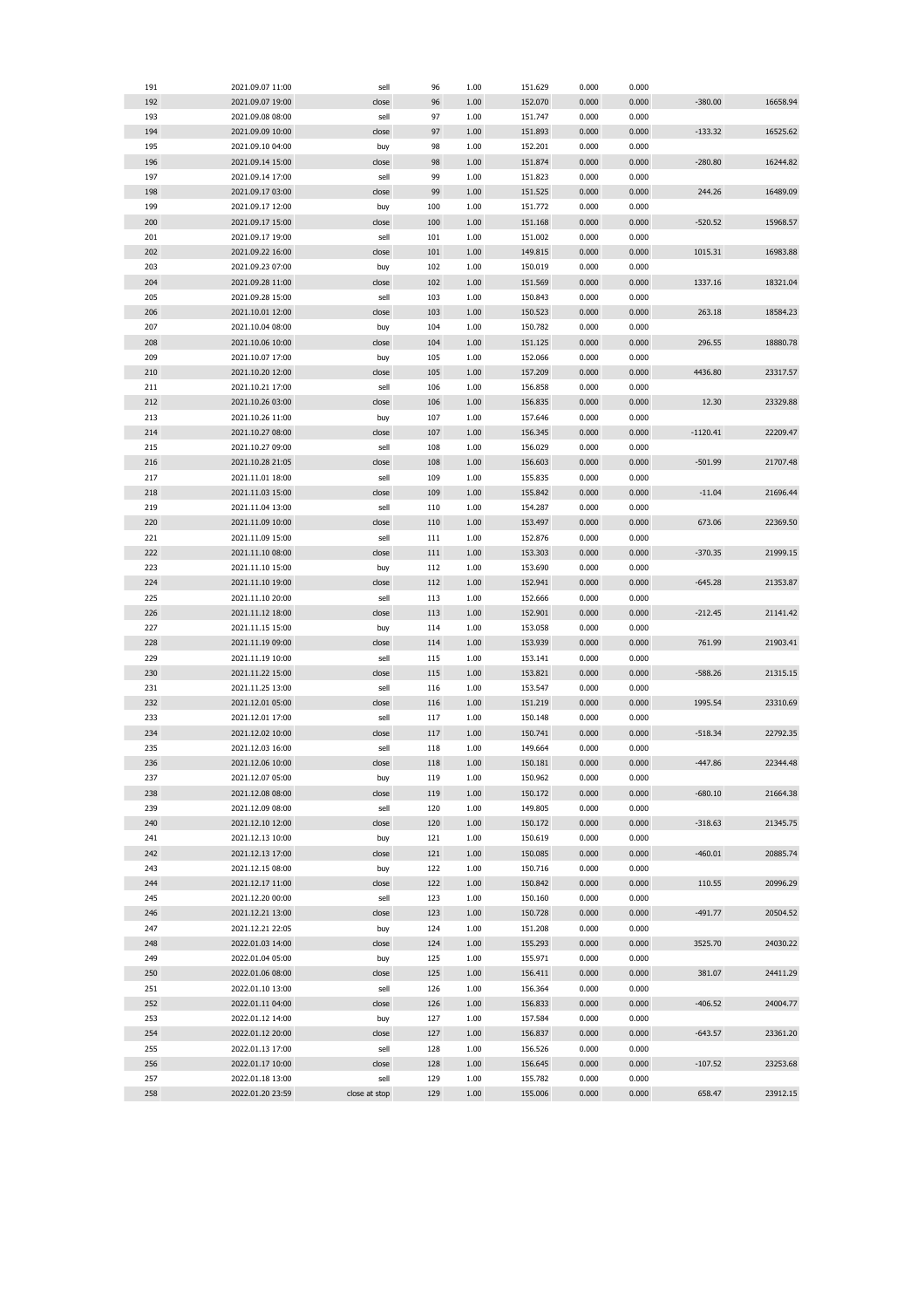| | | | | | | | | | |
|---|---|---|---|---|---|---|---|---|---|
| 191 | 2021.09.07 11:00 | sell | 96 | 1.00 | 151.629 | 0.000 | 0.000 | | |
| 192 | 2021.09.07 19:00 | close | 96 | 1.00 | 152.070 | 0.000 | 0.000 | -380.00 | 16658.94 |
| 193 | 2021.09.08 08:00 | sell | 97 | 1.00 | 151.747 | 0.000 | 0.000 | | |
| 194 | 2021.09.09 10:00 | close | 97 | 1.00 | 151.893 | 0.000 | 0.000 | -133.32 | 16525.62 |
| 195 | 2021.09.10 04:00 | buy | 98 | 1.00 | 152.201 | 0.000 | 0.000 | | |
| 196 | 2021.09.14 15:00 | close | 98 | 1.00 | 151.874 | 0.000 | 0.000 | -280.80 | 16244.82 |
| 197 | 2021.09.14 17:00 | sell | 99 | 1.00 | 151.823 | 0.000 | 0.000 | | |
| 198 | 2021.09.17 03:00 | close | 99 | 1.00 | 151.525 | 0.000 | 0.000 | 244.26 | 16489.09 |
| 199 | 2021.09.17 12:00 | buy | 100 | 1.00 | 151.772 | 0.000 | 0.000 | | |
| 200 | 2021.09.17 15:00 | close | 100 | 1.00 | 151.168 | 0.000 | 0.000 | -520.52 | 15968.57 |
| 201 | 2021.09.17 19:00 | sell | 101 | 1.00 | 151.002 | 0.000 | 0.000 | | |
| 202 | 2021.09.22 16:00 | close | 101 | 1.00 | 149.815 | 0.000 | 0.000 | 1015.31 | 16983.88 |
| 203 | 2021.09.23 07:00 | buy | 102 | 1.00 | 150.019 | 0.000 | 0.000 | | |
| 204 | 2021.09.28 11:00 | close | 102 | 1.00 | 151.569 | 0.000 | 0.000 | 1337.16 | 18321.04 |
| 205 | 2021.09.28 15:00 | sell | 103 | 1.00 | 150.843 | 0.000 | 0.000 | | |
| 206 | 2021.10.01 12:00 | close | 103 | 1.00 | 150.523 | 0.000 | 0.000 | 263.18 | 18584.23 |
| 207 | 2021.10.04 08:00 | buy | 104 | 1.00 | 150.782 | 0.000 | 0.000 | | |
| 208 | 2021.10.06 10:00 | close | 104 | 1.00 | 151.125 | 0.000 | 0.000 | 296.55 | 18880.78 |
| 209 | 2021.10.07 17:00 | buy | 105 | 1.00 | 152.066 | 0.000 | 0.000 | | |
| 210 | 2021.10.20 12:00 | close | 105 | 1.00 | 157.209 | 0.000 | 0.000 | 4436.80 | 23317.57 |
| 211 | 2021.10.21 17:00 | sell | 106 | 1.00 | 156.858 | 0.000 | 0.000 | | |
| 212 | 2021.10.26 03:00 | close | 106 | 1.00 | 156.835 | 0.000 | 0.000 | 12.30 | 23329.88 |
| 213 | 2021.10.26 11:00 | buy | 107 | 1.00 | 157.646 | 0.000 | 0.000 | | |
| 214 | 2021.10.27 08:00 | close | 107 | 1.00 | 156.345 | 0.000 | 0.000 | -1120.41 | 22209.47 |
| 215 | 2021.10.27 09:00 | sell | 108 | 1.00 | 156.029 | 0.000 | 0.000 | | |
| 216 | 2021.10.28 21:05 | close | 108 | 1.00 | 156.603 | 0.000 | 0.000 | -501.99 | 21707.48 |
| 217 | 2021.11.01 18:00 | sell | 109 | 1.00 | 155.835 | 0.000 | 0.000 | | |
| 218 | 2021.11.03 15:00 | close | 109 | 1.00 | 155.842 | 0.000 | 0.000 | -11.04 | 21696.44 |
| 219 | 2021.11.04 13:00 | sell | 110 | 1.00 | 154.287 | 0.000 | 0.000 | | |
| 220 | 2021.11.09 10:00 | close | 110 | 1.00 | 153.497 | 0.000 | 0.000 | 673.06 | 22369.50 |
| 221 | 2021.11.09 15:00 | sell | 111 | 1.00 | 152.876 | 0.000 | 0.000 | | |
| 222 | 2021.11.10 08:00 | close | 111 | 1.00 | 153.303 | 0.000 | 0.000 | -370.35 | 21999.15 |
| 223 | 2021.11.10 15:00 | buy | 112 | 1.00 | 153.690 | 0.000 | 0.000 | | |
| 224 | 2021.11.10 19:00 | close | 112 | 1.00 | 152.941 | 0.000 | 0.000 | -645.28 | 21353.87 |
| 225 | 2021.11.10 20:00 | sell | 113 | 1.00 | 152.666 | 0.000 | 0.000 | | |
| 226 | 2021.11.12 18:00 | close | 113 | 1.00 | 152.901 | 0.000 | 0.000 | -212.45 | 21141.42 |
| 227 | 2021.11.15 15:00 | buy | 114 | 1.00 | 153.058 | 0.000 | 0.000 | | |
| 228 | 2021.11.19 09:00 | close | 114 | 1.00 | 153.939 | 0.000 | 0.000 | 761.99 | 21903.41 |
| 229 | 2021.11.19 10:00 | sell | 115 | 1.00 | 153.141 | 0.000 | 0.000 | | |
| 230 | 2021.11.22 15:00 | close | 115 | 1.00 | 153.821 | 0.000 | 0.000 | -588.26 | 21315.15 |
| 231 | 2021.11.25 13:00 | sell | 116 | 1.00 | 153.547 | 0.000 | 0.000 | | |
| 232 | 2021.12.01 05:00 | close | 116 | 1.00 | 151.219 | 0.000 | 0.000 | 1995.54 | 23310.69 |
| 233 | 2021.12.01 17:00 | sell | 117 | 1.00 | 150.148 | 0.000 | 0.000 | | |
| 234 | 2021.12.02 10:00 | close | 117 | 1.00 | 150.741 | 0.000 | 0.000 | -518.34 | 22792.35 |
| 235 | 2021.12.03 16:00 | sell | 118 | 1.00 | 149.664 | 0.000 | 0.000 | | |
| 236 | 2021.12.06 10:00 | close | 118 | 1.00 | 150.181 | 0.000 | 0.000 | -447.86 | 22344.48 |
| 237 | 2021.12.07 05:00 | buy | 119 | 1.00 | 150.962 | 0.000 | 0.000 | | |
| 238 | 2021.12.08 08:00 | close | 119 | 1.00 | 150.172 | 0.000 | 0.000 | -680.10 | 21664.38 |
| 239 | 2021.12.09 08:00 | sell | 120 | 1.00 | 149.805 | 0.000 | 0.000 | | |
| 240 | 2021.12.10 12:00 | close | 120 | 1.00 | 150.172 | 0.000 | 0.000 | -318.63 | 21345.75 |
| 241 | 2021.12.13 10:00 | buy | 121 | 1.00 | 150.619 | 0.000 | 0.000 | | |
| 242 | 2021.12.13 17:00 | close | 121 | 1.00 | 150.085 | 0.000 | 0.000 | -460.01 | 20885.74 |
| 243 | 2021.12.15 08:00 | buy | 122 | 1.00 | 150.716 | 0.000 | 0.000 | | |
| 244 | 2021.12.17 11:00 | close | 122 | 1.00 | 150.842 | 0.000 | 0.000 | 110.55 | 20996.29 |
| 245 | 2021.12.20 00:00 | sell | 123 | 1.00 | 150.160 | 0.000 | 0.000 | | |
| 246 | 2021.12.21 13:00 | close | 123 | 1.00 | 150.728 | 0.000 | 0.000 | -491.77 | 20504.52 |
| 247 | 2021.12.21 22:05 | buy | 124 | 1.00 | 151.208 | 0.000 | 0.000 | | |
| 248 | 2022.01.03 14:00 | close | 124 | 1.00 | 155.293 | 0.000 | 0.000 | 3525.70 | 24030.22 |
| 249 | 2022.01.04 05:00 | buy | 125 | 1.00 | 155.971 | 0.000 | 0.000 | | |
| 250 | 2022.01.06 08:00 | close | 125 | 1.00 | 156.411 | 0.000 | 0.000 | 381.07 | 24411.29 |
| 251 | 2022.01.10 13:00 | sell | 126 | 1.00 | 156.364 | 0.000 | 0.000 | | |
| 252 | 2022.01.11 04:00 | close | 126 | 1.00 | 156.833 | 0.000 | 0.000 | -406.52 | 24004.77 |
| 253 | 2022.01.12 14:00 | buy | 127 | 1.00 | 157.584 | 0.000 | 0.000 | | |
| 254 | 2022.01.12 20:00 | close | 127 | 1.00 | 156.837 | 0.000 | 0.000 | -643.57 | 23361.20 |
| 255 | 2022.01.13 17:00 | sell | 128 | 1.00 | 156.526 | 0.000 | 0.000 | | |
| 256 | 2022.01.17 10:00 | close | 128 | 1.00 | 156.645 | 0.000 | 0.000 | -107.52 | 23253.68 |
| 257 | 2022.01.18 13:00 | sell | 129 | 1.00 | 155.782 | 0.000 | 0.000 | | |
| 258 | 2022.01.20 23:59 | close at stop | 129 | 1.00 | 155.006 | 0.000 | 0.000 | 658.47 | 23912.15 |